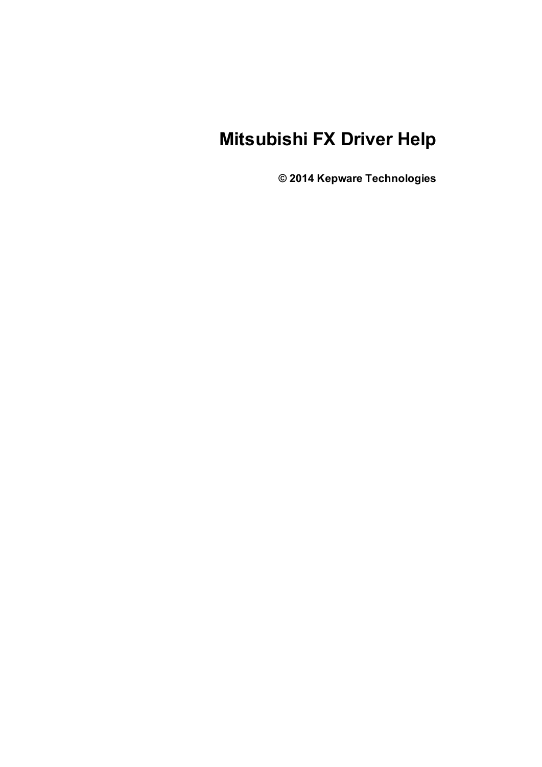# Mitsubishi FX Driver Help

**© 2014 Kepware Technologies**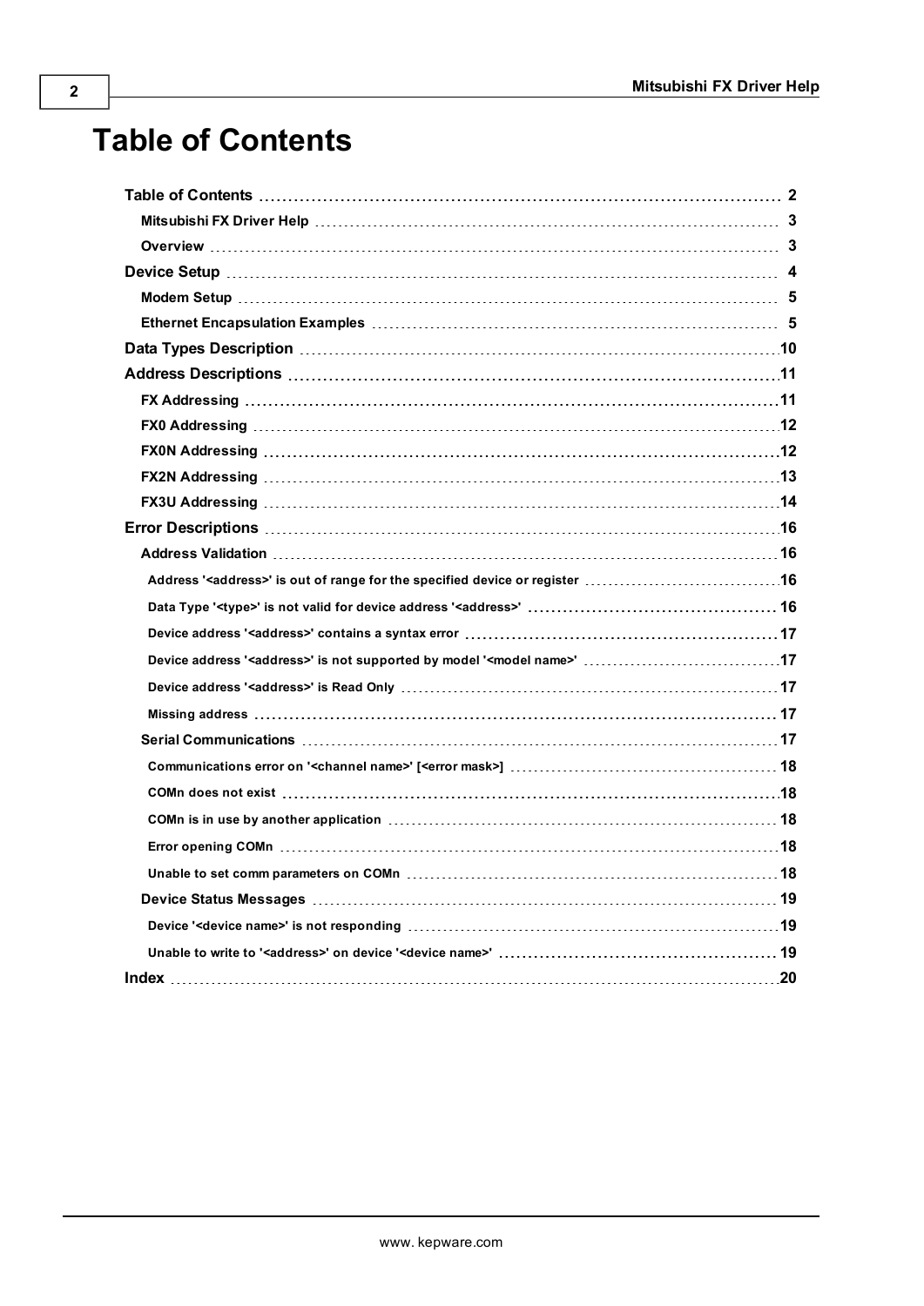# Table of Contents

- **Table of Contents** 2
  - Mitsubishi FX Driver Help 3
  - Overview 3
- **Device Setup** 4
  - Modem Setup 5
  - Ethernet Encapsulation Examples 5
- **Data Types Description** 10
- **Address Descriptions** 11
  - FX Addressing 11
  - FX0 Addressing 12
  - FX0N Addressing 12
  - FX2N Addressing 13
  - FX3U Addressing 14
- **Error Descriptions** 16
  - Address Validation 16
    - Address '<address>' is out of range for the specified device or register 16
    - Data Type '<type>' is not valid for device address '<address>' 16
    - Device address '<address>' contains a syntax error 17
    - Device address '<address>' is not supported by model '<model name>' 17
    - Device address '<address>' is Read Only 17
    - Missing address 17
  - Serial Communications 17
    - Communications error on '<channel name>' [<error mask>] 18
    - COMn does not exist 18
    - COMn is in use by another application 18
    - Error opening COMn 18
    - Unable to set comm parameters on COMn 18
  - Device Status Messages 19
    - Device '<device name>' is not responding 19
    - Unable to write to '<address>' on device '<device name>' 19
- **Index** 20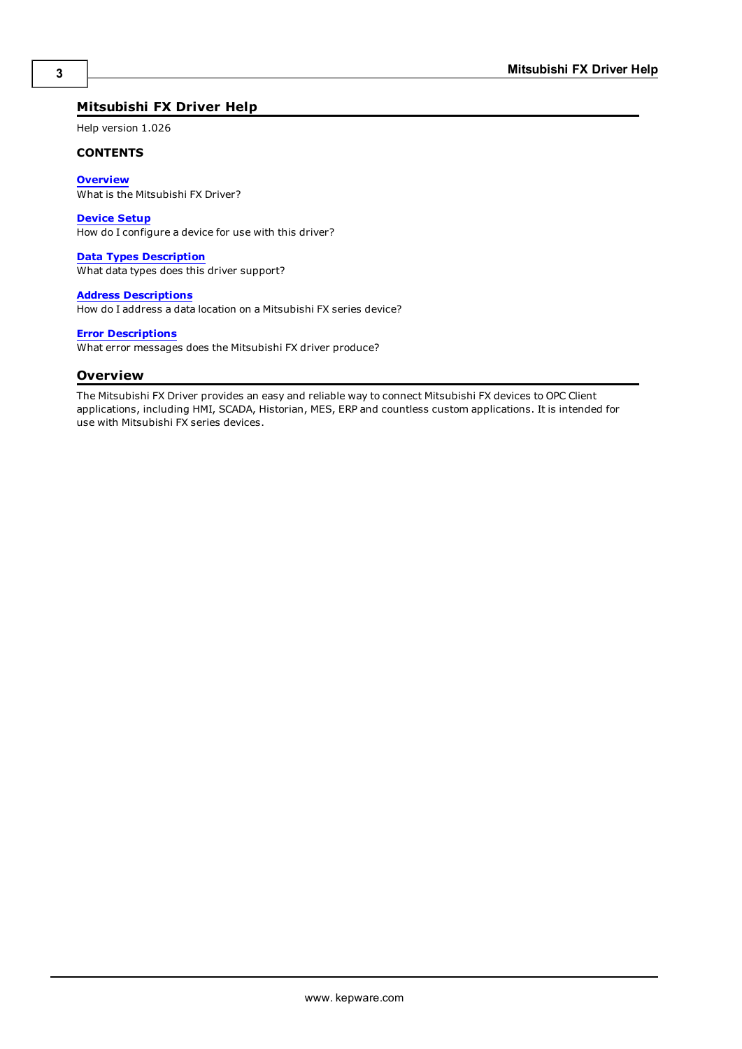# Mitsubishi FX Driver Help

Help version 1.026

**CONTENTS**

**Overview**
What is the Mitsubishi FX Driver?

**Device Setup**
How do I configure a device for use with this driver?

**Data Types Description**
What data types does this driver support?

**Address Descriptions**
How do I address a data location on a Mitsubishi FX series device?

**Error Descriptions**
What error messages does the Mitsubishi FX driver produce?

## Overview

The Mitsubishi FX Driver provides an easy and reliable way to connect Mitsubishi FX devices to OPC Client applications, including HMI, SCADA, Historian, MES, ERP and countless custom applications. It is intended for use with Mitsubishi FX series devices.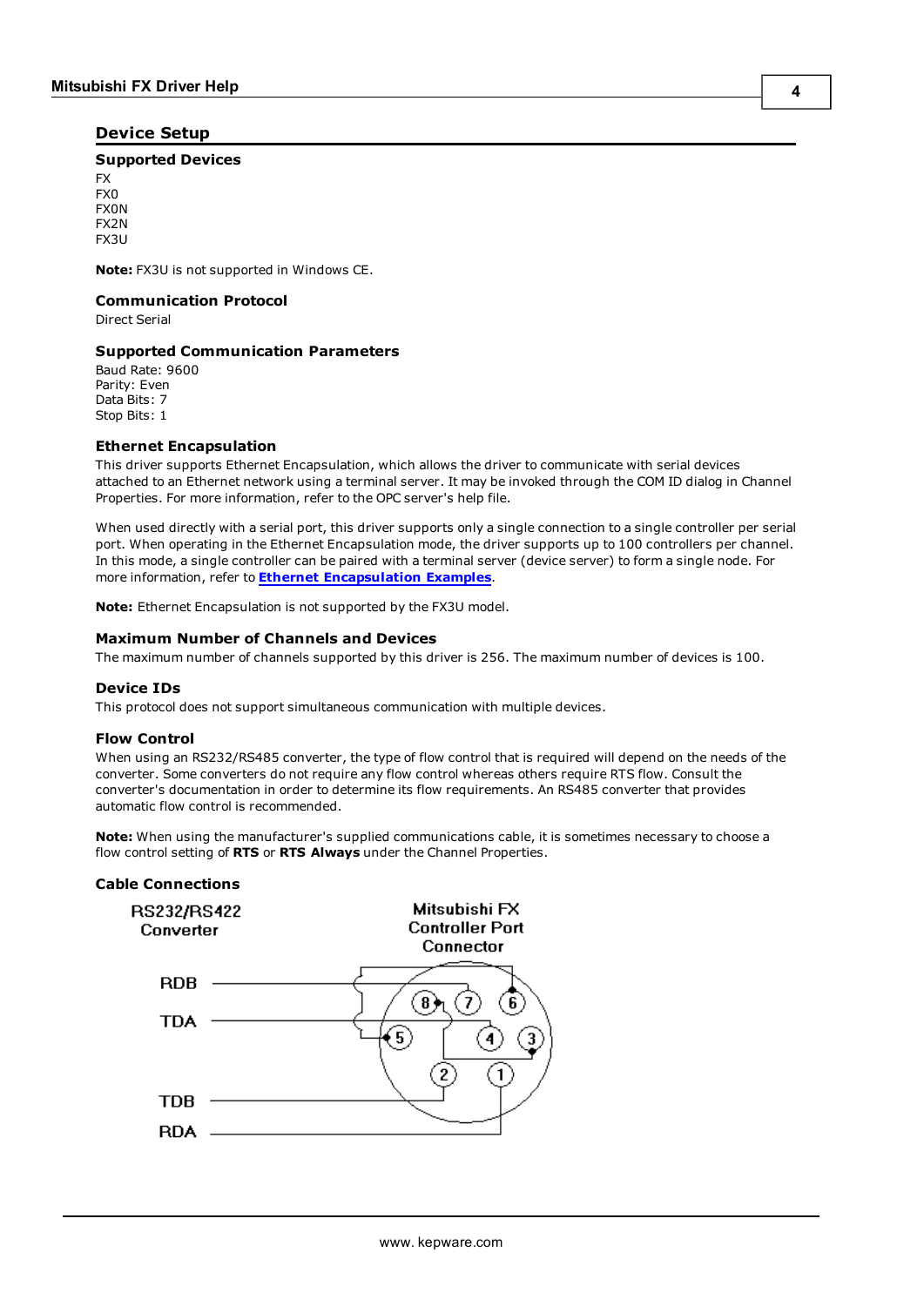## Device Setup

### Supported Devices

FX
FX0
FX0N
FX2N
FX3U

**Note:** FX3U is not supported in Windows CE.

### Communication Protocol

Direct Serial

### Supported Communication Parameters

Baud Rate: 9600
Parity: Even
Data Bits: 7
Stop Bits: 1

### Ethernet Encapsulation

This driver supports Ethernet Encapsulation, which allows the driver to communicate with serial devices attached to an Ethernet network using a terminal server. It may be invoked through the COM ID dialog in Channel Properties. For more information, refer to the OPC server's help file.

When used directly with a serial port, this driver supports only a single connection to a single controller per serial port. When operating in the Ethernet Encapsulation mode, the driver supports up to 100 controllers per channel. In this mode, a single controller can be paired with a terminal server (device server) to form a single node. For more information, refer to **Ethernet Encapsulation Examples**.

**Note:** Ethernet Encapsulation is not supported by the FX3U model.

### Maximum Number of Channels and Devices

The maximum number of channels supported by this driver is 256. The maximum number of devices is 100.

### Device IDs

This protocol does not support simultaneous communication with multiple devices.

### Flow Control

When using an RS232/RS485 converter, the type of flow control that is required will depend on the needs of the converter. Some converters do not require any flow control whereas others require RTS flow. Consult the converter's documentation in order to determine its flow requirements. An RS485 converter that provides automatic flow control is recommended.

**Note:** When using the manufacturer's supplied communications cable, it is sometimes necessary to choose a flow control setting of **RTS** or **RTS Always** under the Channel Properties.

### Cable Connections

RS232/RS422 Converter — Mitsubishi FX Controller Port Connector

RDB, TDA, TDB, RDA — pins 1, 2, 3, 4, 5, 6, 7, 8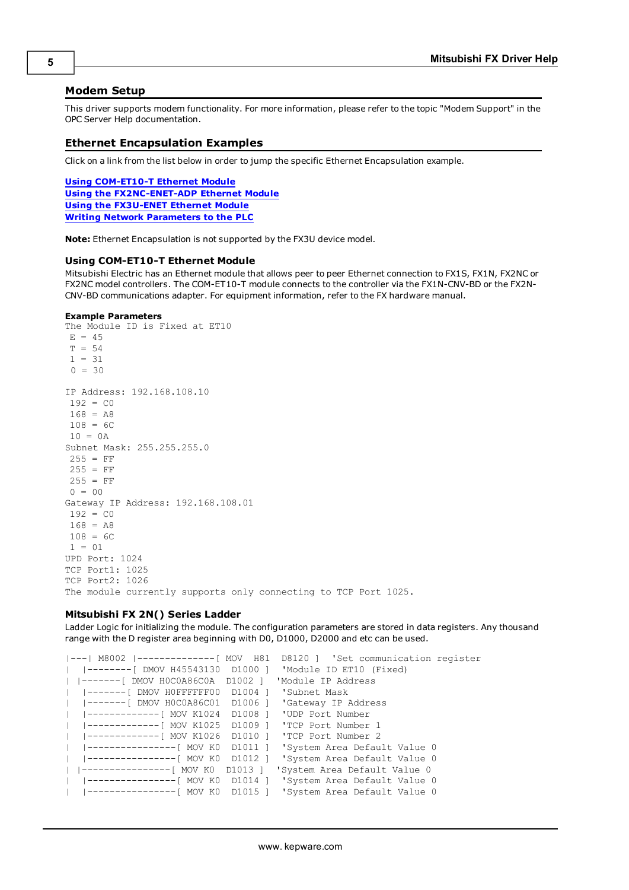## Modem Setup

This driver supports modem functionality. For more information, please refer to the topic "Modem Support" in the OPC Server Help documentation.

## Ethernet Encapsulation Examples

Click on a link from the list below in order to jump the specific Ethernet Encapsulation example.

**Using COM-ET10-T Ethernet Module**
**Using the FX2NC-ENET-ADP Ethernet Module**
**Using the FX3U-ENET Ethernet Module**
**Writing Network Parameters to the PLC**

**Note:** Ethernet Encapsulation is not supported by the FX3U device model.

### Using COM-ET10-T Ethernet Module

Mitsubishi Electric has an Ethernet module that allows peer to peer Ethernet connection to FX1S, FX1N, FX2NC or FX2NC model controllers. The COM-ET10-T module connects to the controller via the FX1N-CNV-BD or the FX2N-CNV-BD communications adapter. For equipment information, refer to the FX hardware manual.

**Example Parameters**

```
The Module ID is Fixed at ET10
 E = 45
 T = 54
 1 = 31
 0 = 30

IP Address: 192.168.108.10
 192 = C0
 168 = A8
 108 = 6C
 10 = 0A
Subnet Mask: 255.255.255.0
 255 = FF
 255 = FF
 255 = FF
 0 = 00
Gateway IP Address: 192.168.108.01
 192 = C0
 168 = A8
 108 = 6C
 1 = 01
UPD Port: 1024
TCP Port1: 1025
TCP Port2: 1026
The module currently supports only connecting to TCP Port 1025.
```

### Mitsubishi FX 2N() Series Ladder

Ladder Logic for initializing the module. The configuration parameters are stored in data registers. Any thousand range with the D register area beginning with D0, D1000, D2000 and etc can be used.

```
|---| M8002 |--------------[ MOV  H81  D8120 ]  'Set communication register
|  |--------[ DMOV H45543130  D1000 ]  'Module ID ET10 (Fixed)
| |-------[ DMOV H0C0A86C0A  D1002 ]  'Module IP Address
|  |-------[ DMOV H0FFFFFF00  D1004 ]  'Subnet Mask
|  |-------[ DMOV H0C0A86C01  D1006 ]  'Gateway IP Address
|  |-------------[ MOV K1024  D1008 ]  'UDP Port Number
|  |-------------[ MOV K1025  D1009 ]  'TCP Port Number 1
|  |-------------[ MOV K1026  D1010 ]  'TCP Port Number 2
|  |----------------[ MOV K0  D1011 ]  'System Area Default Value 0
|  |----------------[ MOV K0  D1012 ]  'System Area Default Value 0
| |----------------[ MOV K0  D1013 ]  'System Area Default Value 0
|  |----------------[ MOV K0  D1014 ]  'System Area Default Value 0
|  |----------------[ MOV K0  D1015 ]  'System Area Default Value 0
```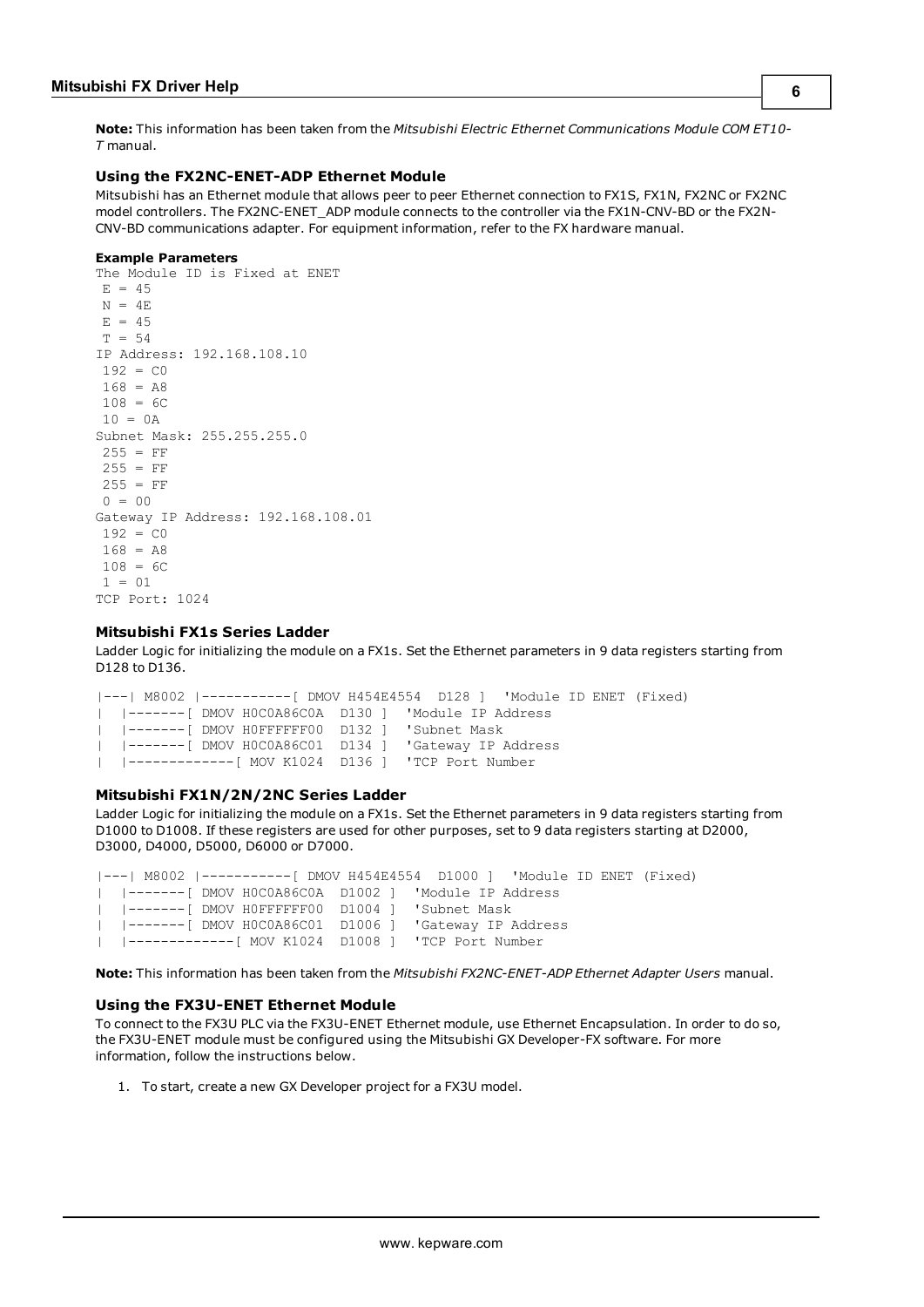**Note:** This information has been taken from the *Mitsubishi Electric Ethernet Communications Module COM ET10-T* manual.

### Using the FX2NC-ENET-ADP Ethernet Module

Mitsubishi has an Ethernet module that allows peer to peer Ethernet connection to FX1S, FX1N, FX2NC or FX2NC model controllers. The FX2NC-ENET_ADP module connects to the controller via the FX1N-CNV-BD or the FX2N-CNV-BD communications adapter. For equipment information, refer to the FX hardware manual.

**Example Parameters**

```
The Module ID is Fixed at ENET
 E = 45
 N = 4E
 E = 45
 T = 54
IP Address: 192.168.108.10
 192 = C0
 168 = A8
 108 = 6C
 10 = 0A
Subnet Mask: 255.255.255.0
 255 = FF
 255 = FF
 255 = FF
 0 = 00
Gateway IP Address: 192.168.108.01
 192 = C0
 168 = A8
 108 = 6C
 1 = 01
TCP Port: 1024
```

### Mitsubishi FX1s Series Ladder

Ladder Logic for initializing the module on a FX1s. Set the Ethernet parameters in 9 data registers starting from D128 to D136.

```
|---| M8002 |-----------[ DMOV H454E4554  D128 ]  'Module ID ENET (Fixed)
|  |-------[ DMOV H0C0A86C0A  D130 ]  'Module IP Address
|  |-------[ DMOV H0FFFFFF00  D132 ]  'Subnet Mask
|  |-------[ DMOV H0C0A86C01  D134 ]  'Gateway IP Address
|  |-------------[ MOV K1024  D136 ]  'TCP Port Number
```

### Mitsubishi FX1N/2N/2NC Series Ladder

Ladder Logic for initializing the module on a FX1s. Set the Ethernet parameters in 9 data registers starting from D1000 to D1008. If these registers are used for other purposes, set to 9 data registers starting at D2000, D3000, D4000, D5000, D6000 or D7000.

```
|---| M8002 |-----------[ DMOV H454E4554  D1000 ]  'Module ID ENET (Fixed)
|  |-------[ DMOV H0C0A86C0A  D1002 ]  'Module IP Address
|  |-------[ DMOV H0FFFFFF00  D1004 ]  'Subnet Mask
|  |-------[ DMOV H0C0A86C01  D1006 ]  'Gateway IP Address
|  |-------------[ MOV K1024  D1008 ]  'TCP Port Number
```

**Note:** This information has been taken from the *Mitsubishi FX2NC-ENET-ADP Ethernet Adapter Users* manual.

### Using the FX3U-ENET Ethernet Module

To connect to the FX3U PLC via the FX3U-ENET Ethernet module, use Ethernet Encapsulation. In order to do so, the FX3U-ENET module must be configured using the Mitsubishi GX Developer-FX software. For more information, follow the instructions below.

1. To start, create a new GX Developer project for a FX3U model.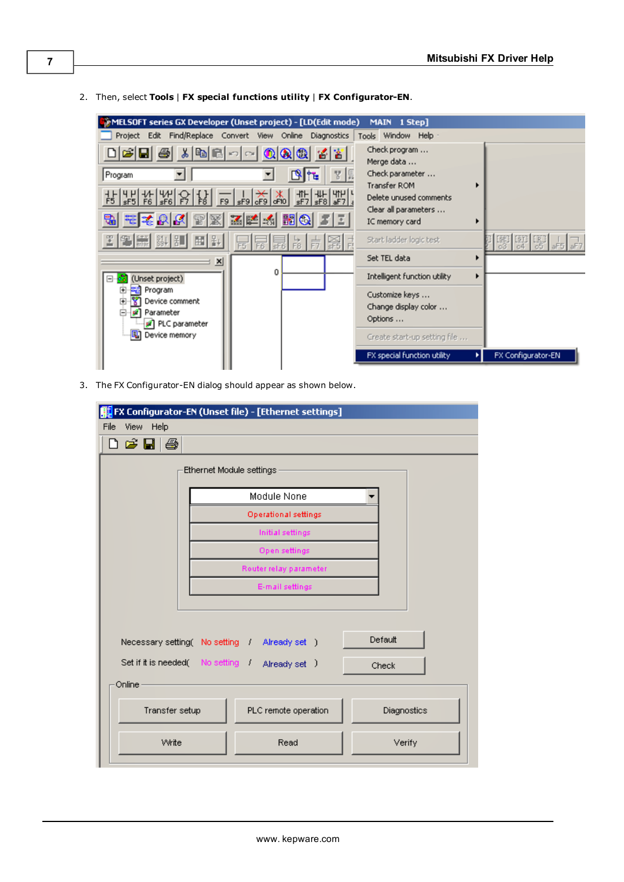2. Then, select **Tools** | **FX special functions utility** | **FX Configurator-EN**.

3. The FX Configurator-EN dialog should appear as shown below.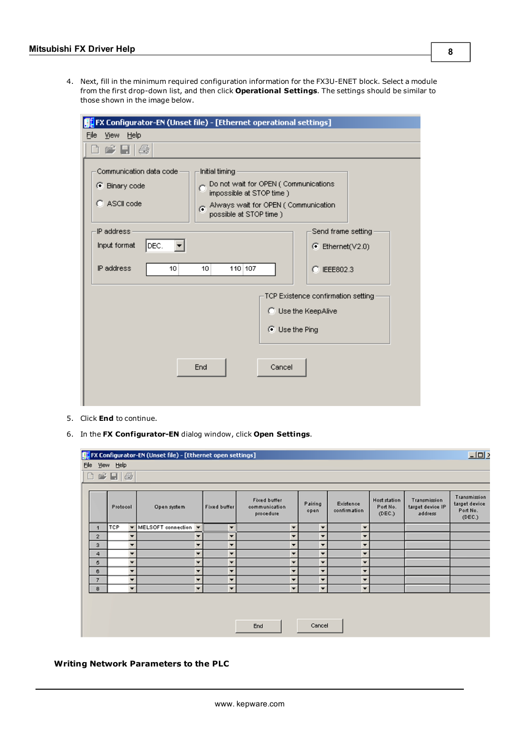4. Next, fill in the minimum required configuration information for the FX3U-ENET block. Select a module from the first drop-down list, and then click **Operational Settings**. The settings should be similar to those shown in the image below.

5. Click **End** to continue.
6. In the **FX Configurator-EN** dialog window, click **Open Settings**.

**Writing Network Parameters to the PLC**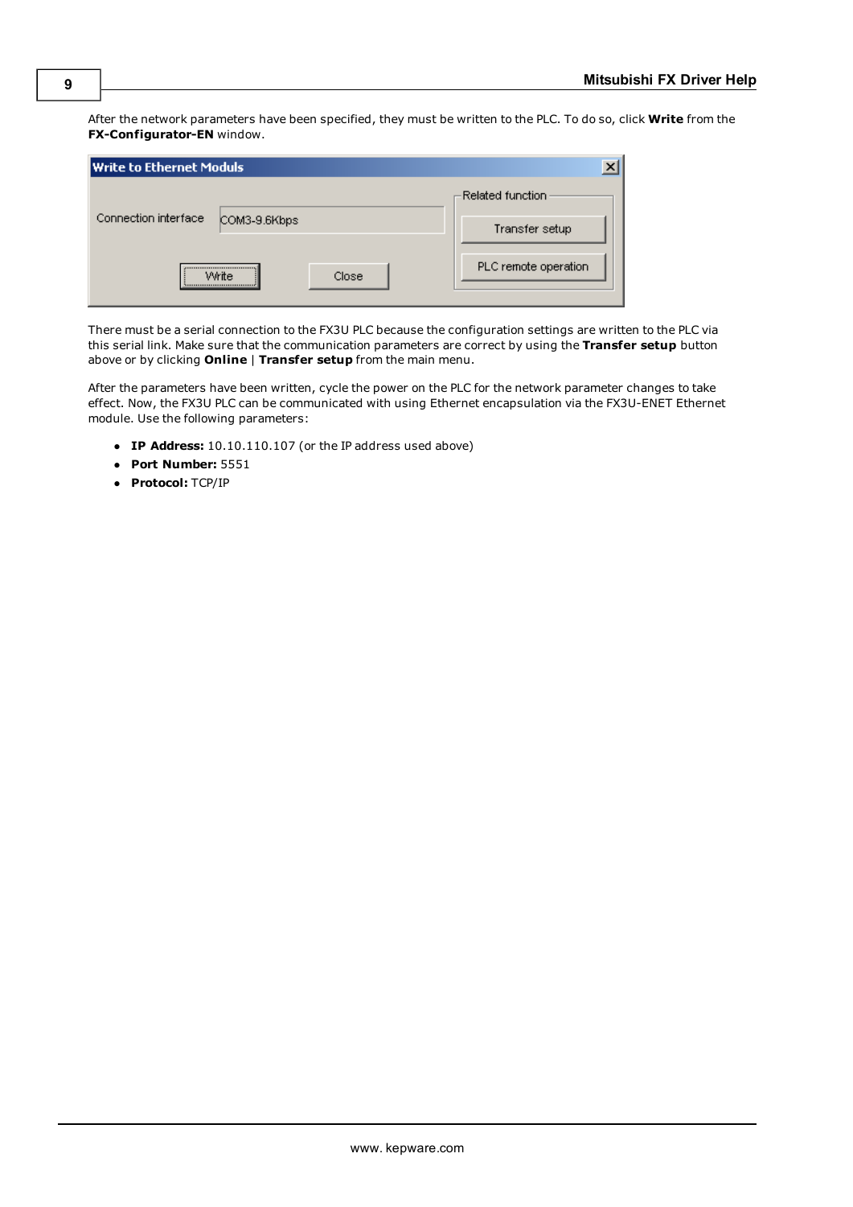After the network parameters have been specified, they must be written to the PLC. To do so, click **Write** from the **FX-Configurator-EN** window.

There must be a serial connection to the FX3U PLC because the configuration settings are written to the PLC via this serial link. Make sure that the communication parameters are correct by using the **Transfer setup** button above or by clicking **Online** | **Transfer setup** from the main menu.

After the parameters have been written, cycle the power on the PLC for the network parameter changes to take effect. Now, the FX3U PLC can be communicated with using Ethernet encapsulation via the FX3U-ENET Ethernet module. Use the following parameters:

- **IP Address:** 10.10.110.107 (or the IP address used above)
- **Port Number:** 5551
- **Protocol:** TCP/IP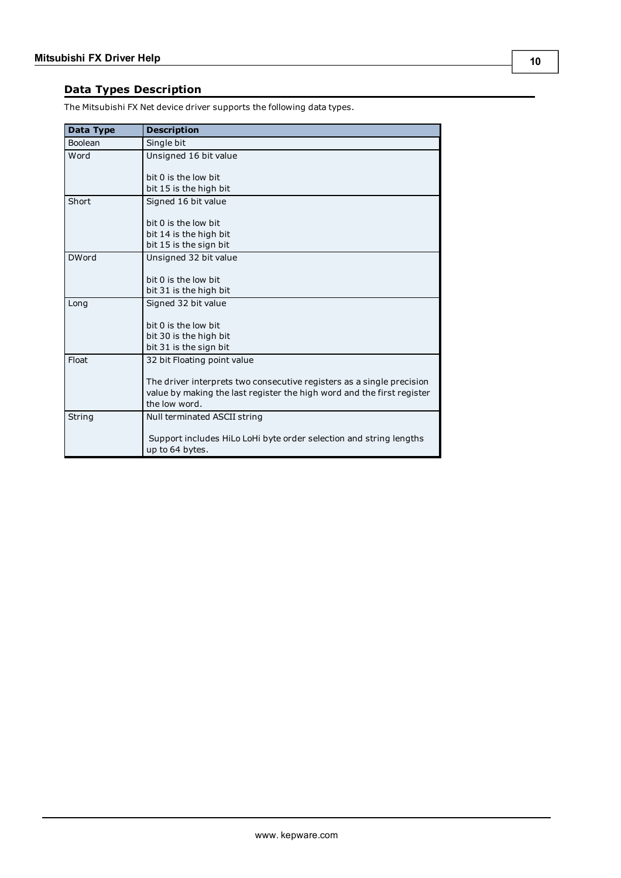## Data Types Description

The Mitsubishi FX Net device driver supports the following data types.

| Data Type | Description |
|---|---|
| Boolean | Single bit |
| Word | Unsigned 16 bit value<br><br>bit 0 is the low bit<br>bit 15 is the high bit |
| Short | Signed 16 bit value<br><br>bit 0 is the low bit<br>bit 14 is the high bit<br>bit 15 is the sign bit |
| DWord | Unsigned 32 bit value<br><br>bit 0 is the low bit<br>bit 31 is the high bit |
| Long | Signed 32 bit value<br><br>bit 0 is the low bit<br>bit 30 is the high bit<br>bit 31 is the sign bit |
| Float | 32 bit Floating point value<br><br>The driver interprets two consecutive registers as a single precision value by making the last register the high word and the first register the low word. |
| String | Null terminated ASCII string<br><br>Support includes HiLo LoHi byte order selection and string lengths up to 64 bytes. |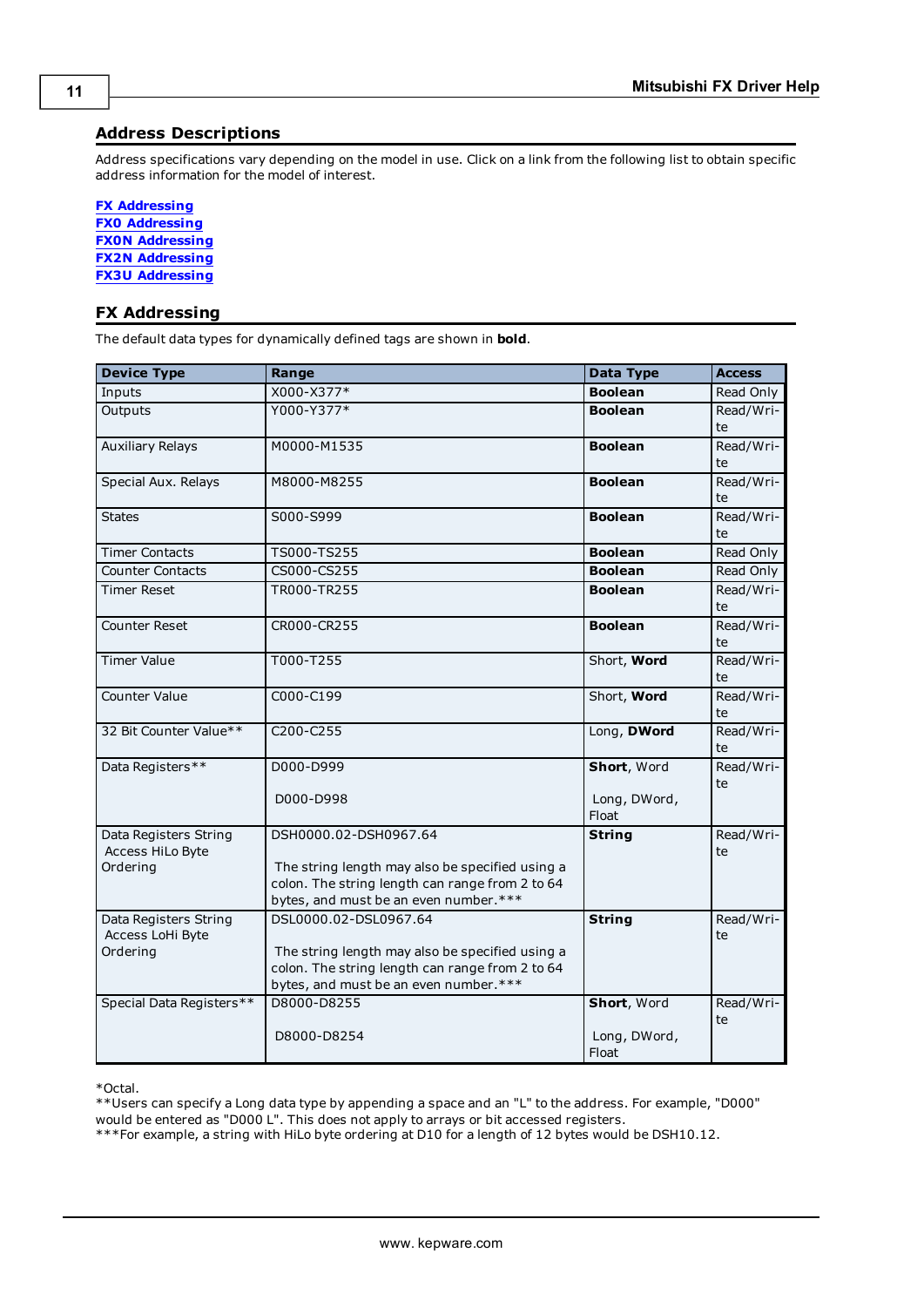## Address Descriptions

Address specifications vary depending on the model in use. Click on a link from the following list to obtain specific address information for the model of interest.

**FX Addressing**
**FX0 Addressing**
**FX0N Addressing**
**FX2N Addressing**
**FX3U Addressing**

## FX Addressing

The default data types for dynamically defined tags are shown in **bold**.

| Device Type | Range | Data Type | Access |
|---|---|---|---|
| Inputs | X000-X377* | **Boolean** | Read Only |
| Outputs | Y000-Y377* | **Boolean** | Read/Write |
| Auxiliary Relays | M0000-M1535 | **Boolean** | Read/Write |
| Special Aux. Relays | M8000-M8255 | **Boolean** | Read/Write |
| States | S000-S999 | **Boolean** | Read/Write |
| Timer Contacts | TS000-TS255 | **Boolean** | Read Only |
| Counter Contacts | CS000-CS255 | **Boolean** | Read Only |
| Timer Reset | TR000-TR255 | **Boolean** | Read/Write |
| Counter Reset | CR000-CR255 | **Boolean** | Read/Write |
| Timer Value | T000-T255 | Short, **Word** | Read/Write |
| Counter Value | C000-C199 | Short, **Word** | Read/Write |
| 32 Bit Counter Value** | C200-C255 | Long, **DWord** | Read/Write |
| Data Registers** | D000-D999<br><br>D000-D998 | **Short**, Word<br><br>Long, DWord, Float | Read/Write |
| Data Registers String Access HiLo Byte Ordering | DSH0000.02-DSH0967.64<br><br>The string length may also be specified using a colon. The string length can range from 2 to 64 bytes, and must be an even number.*** | **String** | Read/Write |
| Data Registers String Access LoHi Byte Ordering | DSL0000.02-DSL0967.64<br><br>The string length may also be specified using a colon. The string length can range from 2 to 64 bytes, and must be an even number.*** | **String** | Read/Write |
| Special Data Registers** | D8000-D8255<br><br>D8000-D8254 | **Short**, Word<br><br>Long, DWord, Float | Read/Write |

*Octal.
**Users can specify a Long data type by appending a space and an "L" to the address. For example, "D000" would be entered as "D000 L". This does not apply to arrays or bit accessed registers.
***For example, a string with HiLo byte ordering at D10 for a length of 12 bytes would be DSH10.12.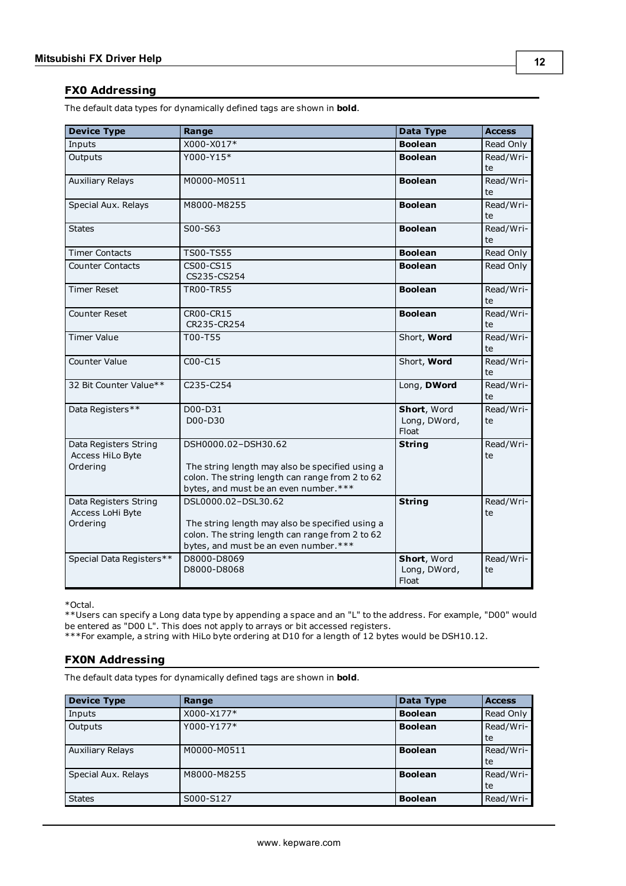## FX0 Addressing

The default data types for dynamically defined tags are shown in **bold**.

| Device Type | Range | Data Type | Access |
|---|---|---|---|
| Inputs | X000-X017* | **Boolean** | Read Only |
| Outputs | Y000-Y15* | **Boolean** | Read/Write |
| Auxiliary Relays | M0000-M0511 | **Boolean** | Read/Write |
| Special Aux. Relays | M8000-M8255 | **Boolean** | Read/Write |
| States | S00-S63 | **Boolean** | Read/Write |
| Timer Contacts | TS00-TS55 | **Boolean** | Read Only |
| Counter Contacts | CS00-CS15<br>CS235-CS254 | **Boolean** | Read Only |
| Timer Reset | TR00-TR55 | **Boolean** | Read/Write |
| Counter Reset | CR00-CR15<br>CR235-CR254 | **Boolean** | Read/Write |
| Timer Value | T00-T55 | Short, **Word** | Read/Write |
| Counter Value | C00-C15 | Short, **Word** | Read/Write |
| 32 Bit Counter Value** | C235-C254 | Long, **DWord** | Read/Write |
| Data Registers** | D00-D31<br>D00-D30 | **Short**, Word<br>Long, DWord, Float | Read/Write |
| Data Registers String Access HiLo Byte Ordering | DSH0000.02–DSH30.62<br><br>The string length may also be specified using a colon. The string length can range from 2 to 62 bytes, and must be an even number.*** | **String** | Read/Write |
| Data Registers String Access LoHi Byte Ordering | DSL0000.02–DSL30.62<br><br>The string length may also be specified using a colon. The string length can range from 2 to 62 bytes, and must be an even number.*** | **String** | Read/Write |
| Special Data Registers** | D8000-D8069<br>D8000-D8068 | **Short**, Word<br>Long, DWord, Float | Read/Write |

*Octal.
**Users can specify a Long data type by appending a space and an "L" to the address. For example, "D00" would be entered as "D00 L". This does not apply to arrays or bit accessed registers.
***For example, a string with HiLo byte ordering at D10 for a length of 12 bytes would be DSH10.12.

## FX0N Addressing

The default data types for dynamically defined tags are shown in **bold**.

| Device Type | Range | Data Type | Access |
|---|---|---|---|
| Inputs | X000-X177* | **Boolean** | Read Only |
| Outputs | Y000-Y177* | **Boolean** | Read/Write |
| Auxiliary Relays | M0000-M0511 | **Boolean** | Read/Write |
| Special Aux. Relays | M8000-M8255 | **Boolean** | Read/Write |
| States | S000-S127 | **Boolean** | Read/Write |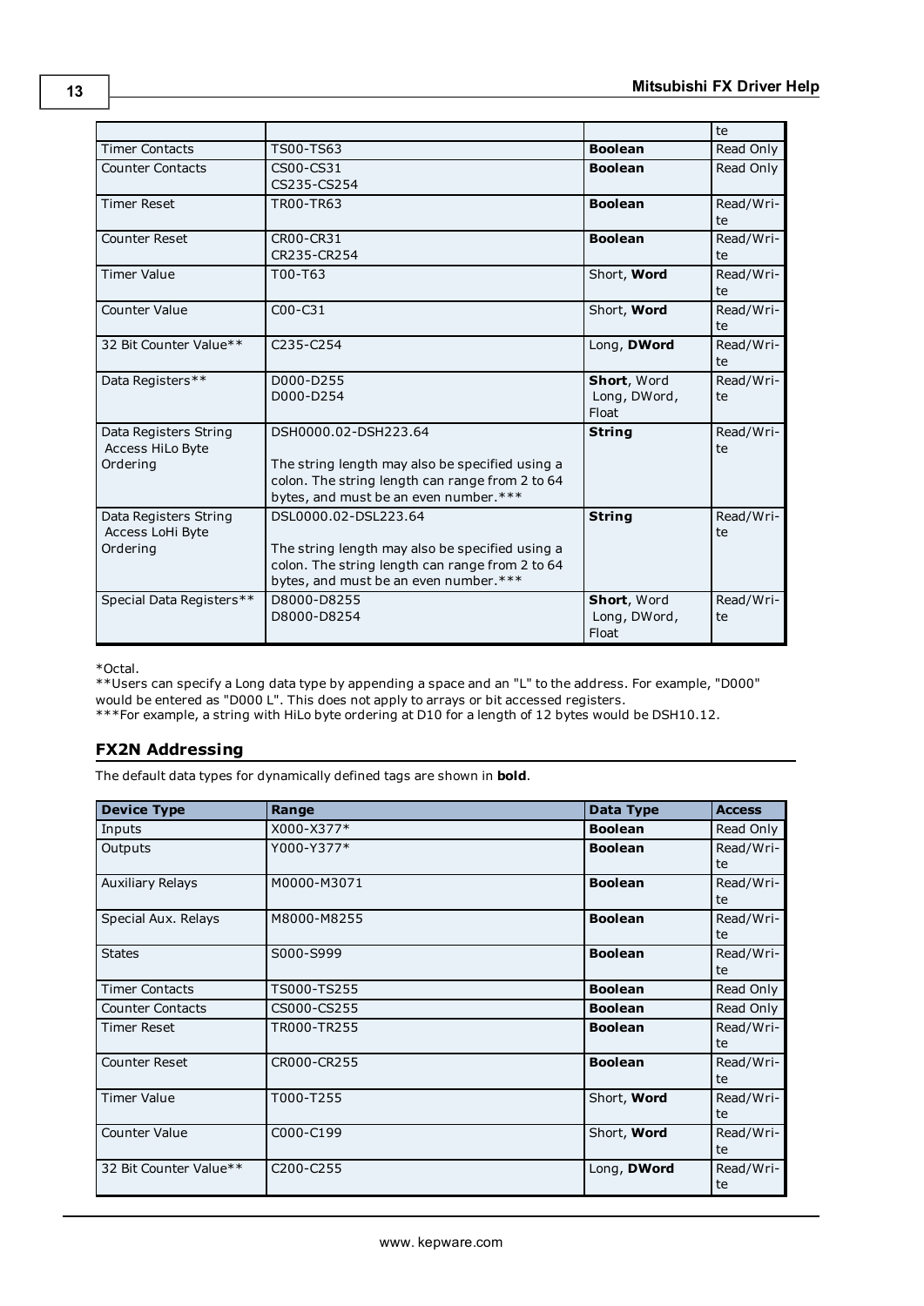| | | | te |
|---|---|---|---|
| Timer Contacts | TS00-TS63 | **Boolean** | Read Only |
| Counter Contacts | CS00-CS31<br>CS235-CS254 | **Boolean** | Read Only |
| Timer Reset | TR00-TR63 | **Boolean** | Read/Write |
| Counter Reset | CR00-CR31<br>CR235-CR254 | **Boolean** | Read/Write |
| Timer Value | T00-T63 | Short, **Word** | Read/Write |
| Counter Value | C00-C31 | Short, **Word** | Read/Write |
| 32 Bit Counter Value** | C235-C254 | Long, **DWord** | Read/Write |
| Data Registers** | D000-D255<br>D000-D254 | **Short**, Word<br>Long, DWord, Float | Read/Write |
| Data Registers String Access HiLo Byte Ordering | DSH0000.02-DSH223.64<br><br>The string length may also be specified using a colon. The string length can range from 2 to 64 bytes, and must be an even number.*** | **String** | Read/Write |
| Data Registers String Access LoHi Byte Ordering | DSL0000.02-DSL223.64<br><br>The string length may also be specified using a colon. The string length can range from 2 to 64 bytes, and must be an even number.*** | **String** | Read/Write |
| Special Data Registers** | D8000-D8255<br>D8000-D8254 | **Short**, Word<br>Long, DWord, Float | Read/Write |

*Octal.
**Users can specify a Long data type by appending a space and an "L" to the address. For example, "D000" would be entered as "D000 L". This does not apply to arrays or bit accessed registers.
***For example, a string with HiLo byte ordering at D10 for a length of 12 bytes would be DSH10.12.

### FX2N Addressing

The default data types for dynamically defined tags are shown in **bold**.

| Device Type | Range | Data Type | Access |
|---|---|---|---|
| Inputs | X000-X377* | **Boolean** | Read Only |
| Outputs | Y000-Y377* | **Boolean** | Read/Write |
| Auxiliary Relays | M0000-M3071 | **Boolean** | Read/Write |
| Special Aux. Relays | M8000-M8255 | **Boolean** | Read/Write |
| States | S000-S999 | **Boolean** | Read/Write |
| Timer Contacts | TS000-TS255 | **Boolean** | Read Only |
| Counter Contacts | CS000-CS255 | **Boolean** | Read Only |
| Timer Reset | TR000-TR255 | **Boolean** | Read/Write |
| Counter Reset | CR000-CR255 | **Boolean** | Read/Write |
| Timer Value | T000-T255 | Short, **Word** | Read/Write |
| Counter Value | C000-C199 | Short, **Word** | Read/Write |
| 32 Bit Counter Value** | C200-C255 | Long, **DWord** | Read/Write |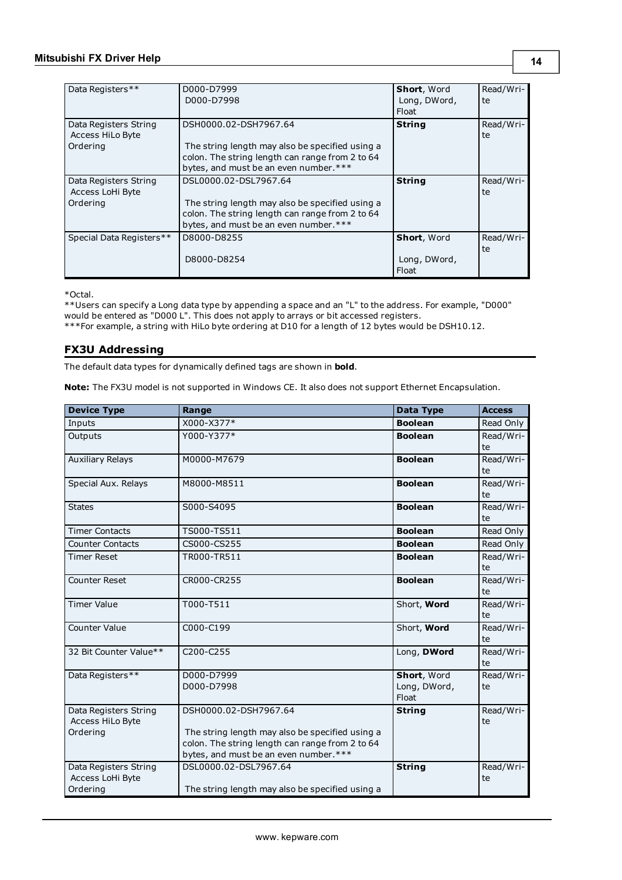| | | | |
|---|---|---|---|
| Data Registers** | D000-D7999<br>D000-D7998 | **Short**, Word<br>Long, DWord, Float | Read/Write |
| Data Registers String Access HiLo Byte Ordering | DSH0000.02-DSH7967.64<br><br>The string length may also be specified using a colon. The string length can range from 2 to 64 bytes, and must be an even number.*** | **String** | Read/Write |
| Data Registers String Access LoHi Byte Ordering | DSL0000.02-DSL7967.64<br><br>The string length may also be specified using a colon. The string length can range from 2 to 64 bytes, and must be an even number.*** | **String** | Read/Write |
| Special Data Registers** | D8000-D8255<br><br>D8000-D8254 | **Short**, Word<br><br>Long, DWord, Float | Read/Write |

*Octal.
**Users can specify a Long data type by appending a space and an "L" to the address. For example, "D000" would be entered as "D000 L". This does not apply to arrays or bit accessed registers.
***For example, a string with HiLo byte ordering at D10 for a length of 12 bytes would be DSH10.12.

## FX3U Addressing

The default data types for dynamically defined tags are shown in **bold**.

**Note:** The FX3U model is not supported in Windows CE. It also does not support Ethernet Encapsulation.

| Device Type | Range | Data Type | Access |
|---|---|---|---|
| Inputs | X000-X377* | **Boolean** | Read Only |
| Outputs | Y000-Y377* | **Boolean** | Read/Write |
| Auxiliary Relays | M0000-M7679 | **Boolean** | Read/Write |
| Special Aux. Relays | M8000-M8511 | **Boolean** | Read/Write |
| States | S000-S4095 | **Boolean** | Read/Write |
| Timer Contacts | TS000-TS511 | **Boolean** | Read Only |
| Counter Contacts | CS000-CS255 | **Boolean** | Read Only |
| Timer Reset | TR000-TR511 | **Boolean** | Read/Write |
| Counter Reset | CR000-CR255 | **Boolean** | Read/Write |
| Timer Value | T000-T511 | Short, **Word** | Read/Write |
| Counter Value | C000-C199 | Short, **Word** | Read/Write |
| 32 Bit Counter Value** | C200-C255 | Long, **DWord** | Read/Write |
| Data Registers** | D000-D7999<br>D000-D7998 | **Short**, Word<br>Long, DWord, Float | Read/Write |
| Data Registers String Access HiLo Byte Ordering | DSH0000.02-DSH7967.64<br><br>The string length may also be specified using a colon. The string length can range from 2 to 64 bytes, and must be an even number.*** | **String** | Read/Write |
| Data Registers String Access LoHi Byte Ordering | DSL0000.02-DSL7967.64<br><br>The string length may also be specified using a | **String** | Read/Write |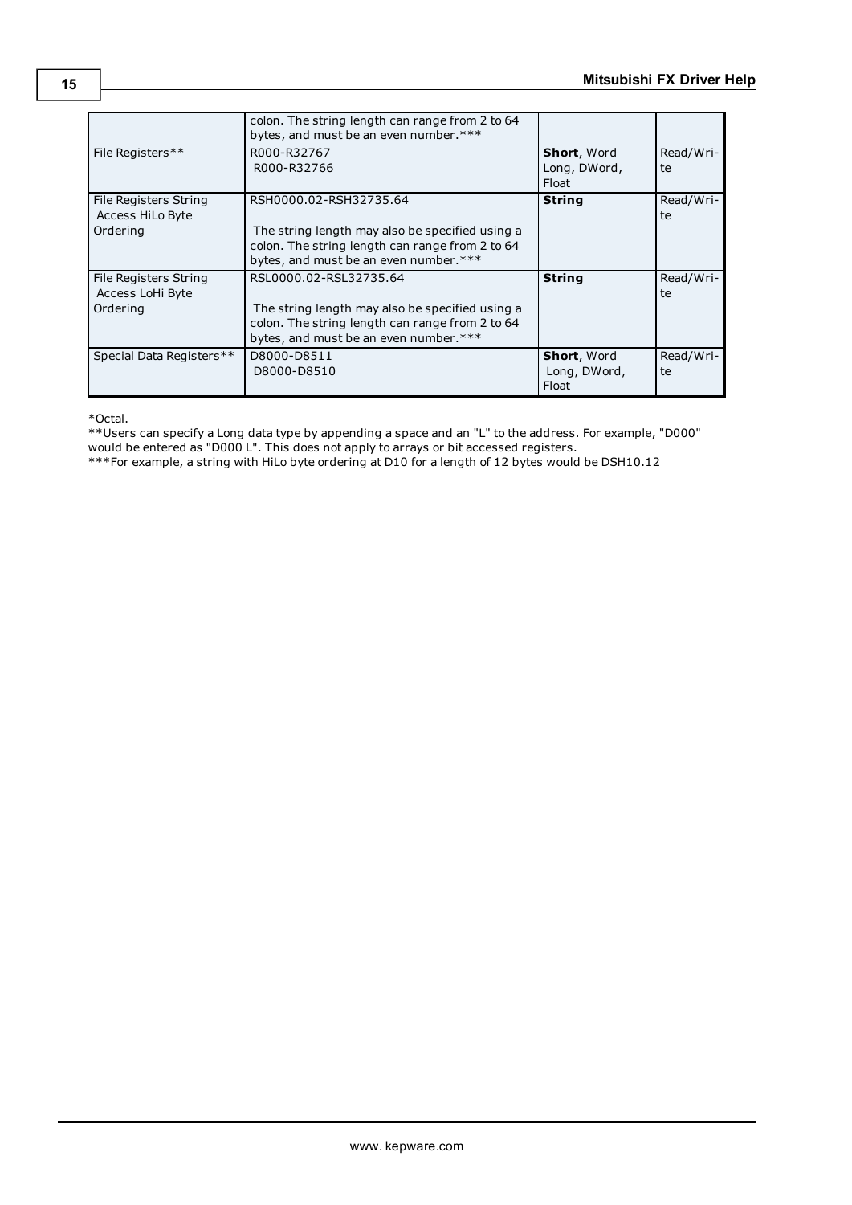| | | | |
|---|---|---|---|
| | colon. The string length can range from 2 to 64 bytes, and must be an even number.*** | | |
| File Registers** | R000-R32767<br>R000-R32766 | **Short**, Word<br>Long, DWord, Float | Read/Write |
| File Registers String Access HiLo Byte Ordering | RSH0000.02-RSH32735.64<br><br>The string length may also be specified using a colon. The string length can range from 2 to 64 bytes, and must be an even number.*** | **String** | Read/Write |
| File Registers String Access LoHi Byte Ordering | RSL0000.02-RSL32735.64<br><br>The string length may also be specified using a colon. The string length can range from 2 to 64 bytes, and must be an even number.*** | **String** | Read/Write |
| Special Data Registers** | D8000-D8511<br>D8000-D8510 | **Short**, Word<br>Long, DWord, Float | Read/Write |

*Octal.

**Users can specify a Long data type by appending a space and an "L" to the address. For example, "D000" would be entered as "D000 L". This does not apply to arrays or bit accessed registers.

***For example, a string with HiLo byte ordering at D10 for a length of 12 bytes would be DSH10.12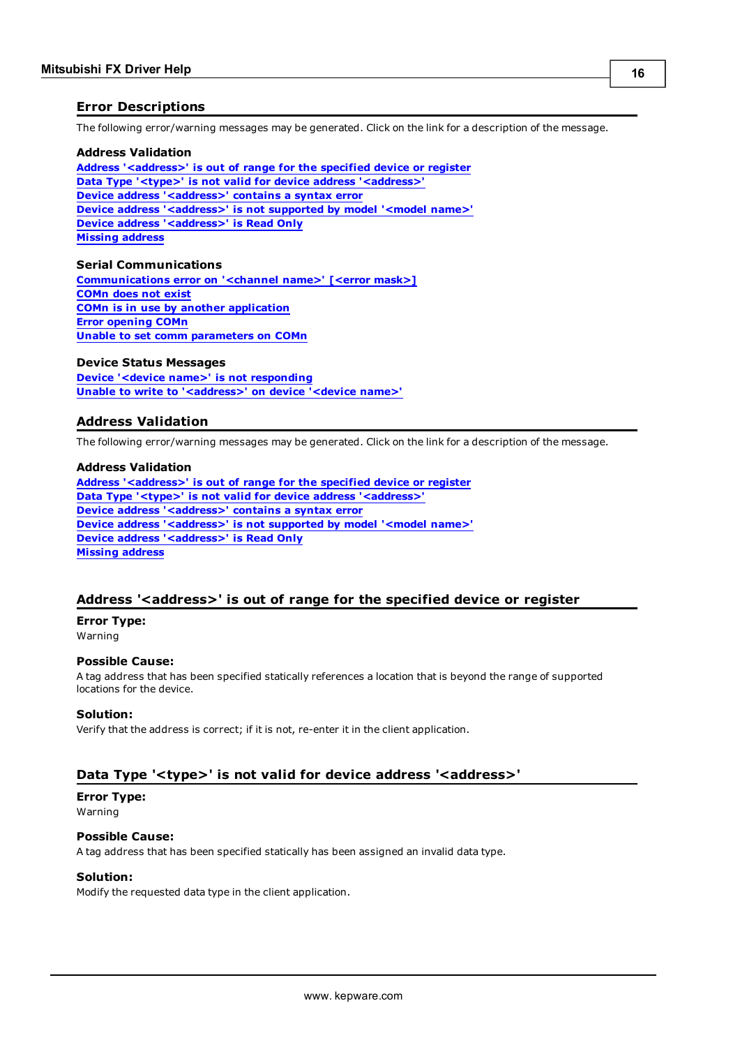## Error Descriptions

The following error/warning messages may be generated. Click on the link for a description of the message.

### Address Validation

Address '<address>' is out of range for the specified device or register
Data Type '<type>' is not valid for device address '<address>'
Device address '<address>' contains a syntax error
Device address '<address>' is not supported by model '<model name>'
Device address '<address>' is Read Only
Missing address

### Serial Communications

Communications error on '<channel name>' [<error mask>]
COMn does not exist
COMn is in use by another application
Error opening COMn
Unable to set comm parameters on COMn

### Device Status Messages

Device '<device name>' is not responding
Unable to write to '<address>' on device '<device name>'

## Address Validation

The following error/warning messages may be generated. Click on the link for a description of the message.

### Address Validation

Address '<address>' is out of range for the specified device or register
Data Type '<type>' is not valid for device address '<address>'
Device address '<address>' contains a syntax error
Device address '<address>' is not supported by model '<model name>'
Device address '<address>' is Read Only
Missing address

## Address '<address>' is out of range for the specified device or register

**Error Type:**
Warning

**Possible Cause:**
A tag address that has been specified statically references a location that is beyond the range of supported locations for the device.

**Solution:**
Verify that the address is correct; if it is not, re-enter it in the client application.

## Data Type '<type>' is not valid for device address '<address>'

**Error Type:**
Warning

**Possible Cause:**
A tag address that has been specified statically has been assigned an invalid data type.

**Solution:**
Modify the requested data type in the client application.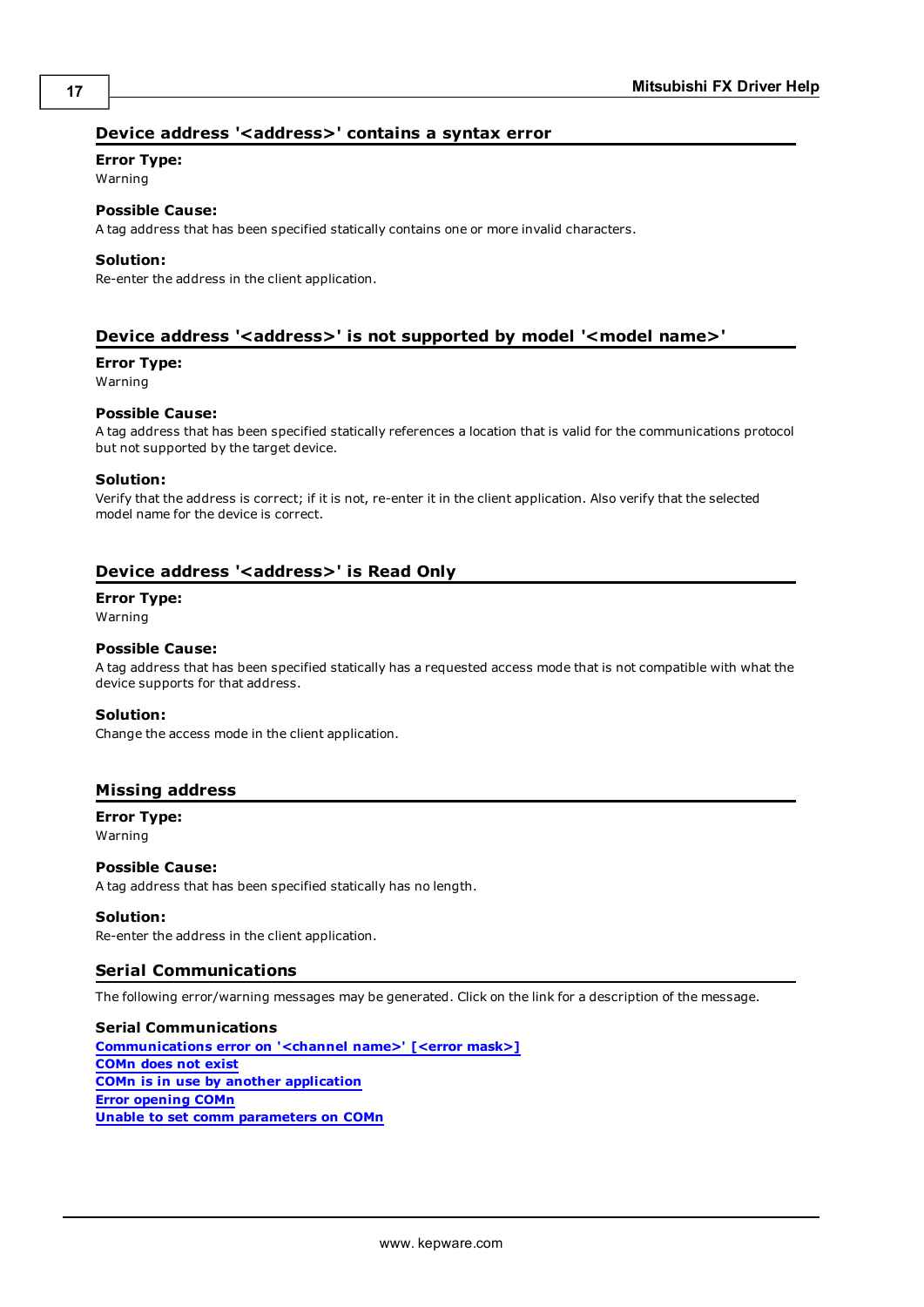## Device address '<address>' contains a syntax error

**Error Type:**
Warning

**Possible Cause:**
A tag address that has been specified statically contains one or more invalid characters.

**Solution:**
Re-enter the address in the client application.

## Device address '<address>' is not supported by model '<model name>'

**Error Type:**
Warning

**Possible Cause:**
A tag address that has been specified statically references a location that is valid for the communications protocol but not supported by the target device.

**Solution:**
Verify that the address is correct; if it is not, re-enter it in the client application. Also verify that the selected model name for the device is correct.

## Device address '<address>' is Read Only

**Error Type:**
Warning

**Possible Cause:**
A tag address that has been specified statically has a requested access mode that is not compatible with what the device supports for that address.

**Solution:**
Change the access mode in the client application.

## Missing address

**Error Type:**
Warning

**Possible Cause:**
A tag address that has been specified statically has no length.

**Solution:**
Re-enter the address in the client application.

## Serial Communications

The following error/warning messages may be generated. Click on the link for a description of the message.

**Serial Communications**

**Communications error on '<channel name>' [<error mask>]**
**COMn does not exist**
**COMn is in use by another application**
**Error opening COMn**
**Unable to set comm parameters on COMn**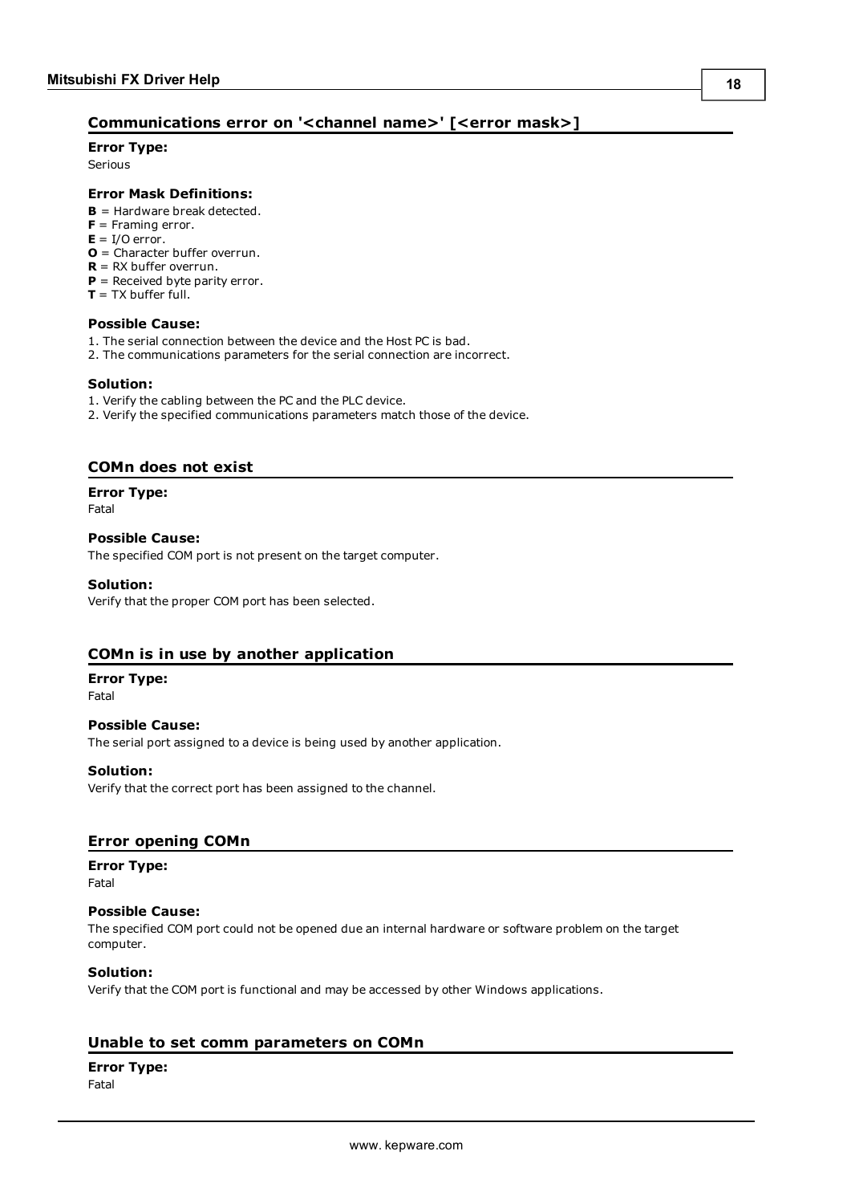## Communications error on '<channel name>' [<error mask>]

**Error Type:**
Serious

**Error Mask Definitions:**
**B** = Hardware break detected.
**F** = Framing error.
**E** = I/O error.
**O** = Character buffer overrun.
**R** = RX buffer overrun.
**P** = Received byte parity error.
**T** = TX buffer full.

**Possible Cause:**
1. The serial connection between the device and the Host PC is bad.
2. The communications parameters for the serial connection are incorrect.

**Solution:**
1. Verify the cabling between the PC and the PLC device.
2. Verify the specified communications parameters match those of the device.

## COMn does not exist

**Error Type:**
Fatal

**Possible Cause:**
The specified COM port is not present on the target computer.

**Solution:**
Verify that the proper COM port has been selected.

## COMn is in use by another application

**Error Type:**
Fatal

**Possible Cause:**
The serial port assigned to a device is being used by another application.

**Solution:**
Verify that the correct port has been assigned to the channel.

## Error opening COMn

**Error Type:**
Fatal

**Possible Cause:**
The specified COM port could not be opened due an internal hardware or software problem on the target computer.

**Solution:**
Verify that the COM port is functional and may be accessed by other Windows applications.

## Unable to set comm parameters on COMn

**Error Type:**
Fatal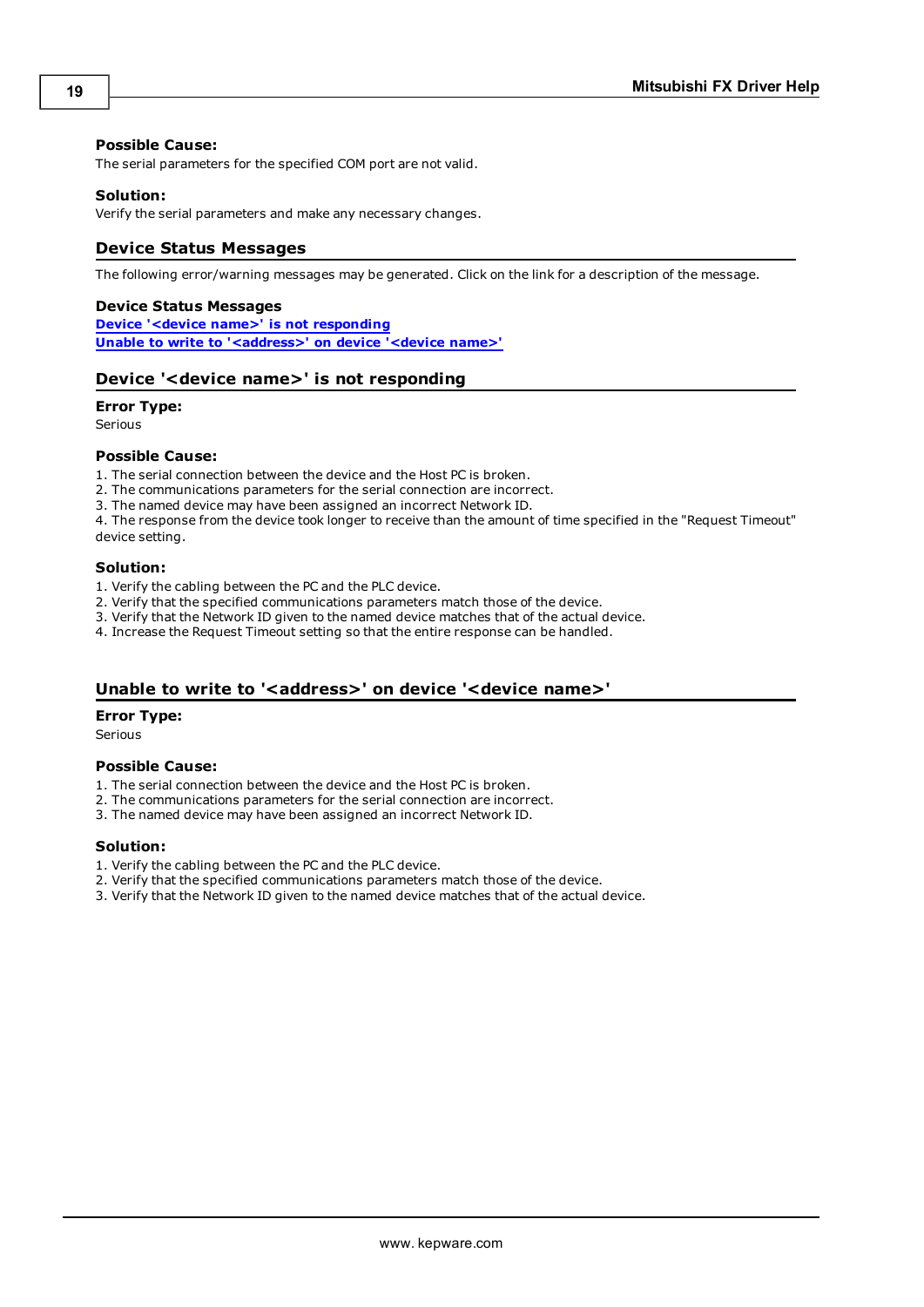**Possible Cause:**
The serial parameters for the specified COM port are not valid.

**Solution:**
Verify the serial parameters and make any necessary changes.

## Device Status Messages

The following error/warning messages may be generated. Click on the link for a description of the message.

**Device Status Messages**
[Device '<device name>' is not responding](#)
[Unable to write to '<address>' on device '<device name>'](#)

## Device '<device name>' is not responding

**Error Type:**
Serious

**Possible Cause:**
1. The serial connection between the device and the Host PC is broken.
2. The communications parameters for the serial connection are incorrect.
3. The named device may have been assigned an incorrect Network ID.
4. The response from the device took longer to receive than the amount of time specified in the "Request Timeout" device setting.

**Solution:**
1. Verify the cabling between the PC and the PLC device.
2. Verify that the specified communications parameters match those of the device.
3. Verify that the Network ID given to the named device matches that of the actual device.
4. Increase the Request Timeout setting so that the entire response can be handled.

## Unable to write to '<address>' on device '<device name>'

**Error Type:**
Serious

**Possible Cause:**
1. The serial connection between the device and the Host PC is broken.
2. The communications parameters for the serial connection are incorrect.
3. The named device may have been assigned an incorrect Network ID.

**Solution:**
1. Verify the cabling between the PC and the PLC device.
2. Verify that the specified communications parameters match those of the device.
3. Verify that the Network ID given to the named device matches that of the actual device.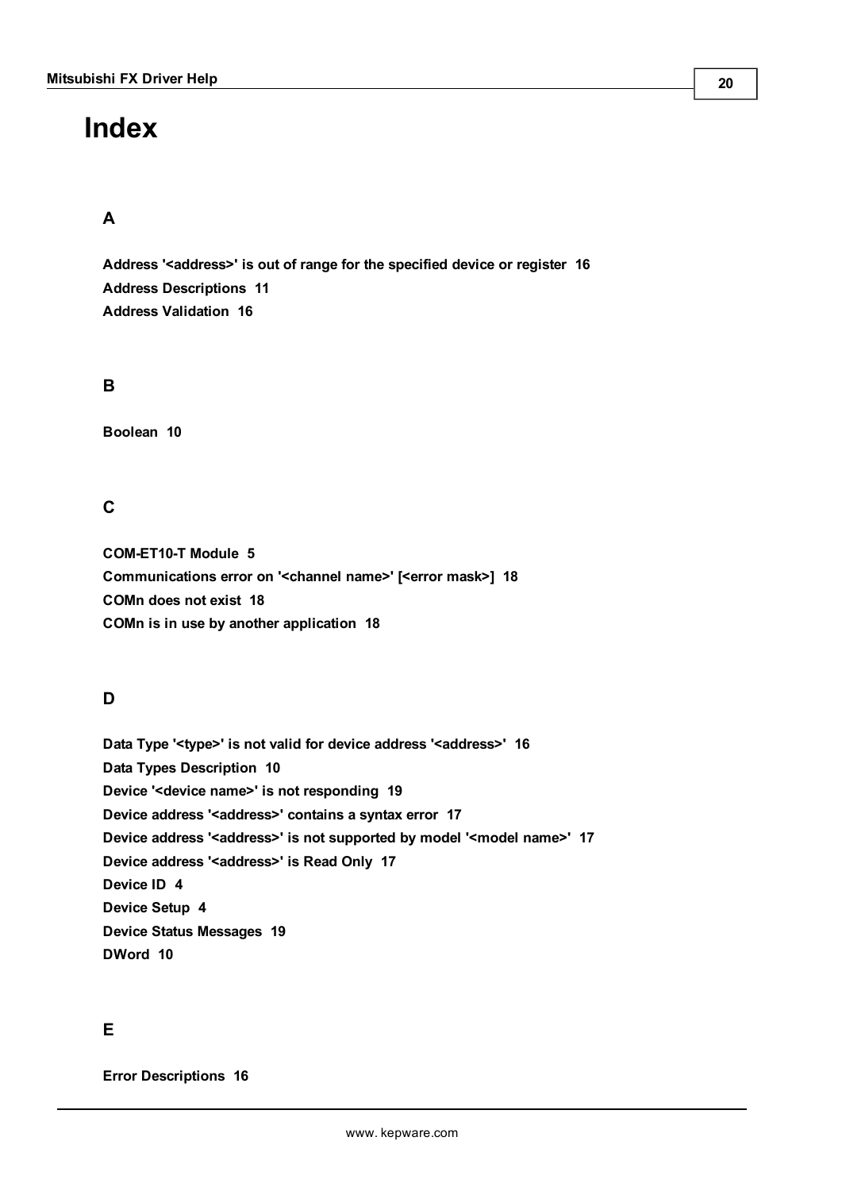# Index

## A

**Address '<address>' is out of range for the specified device or register 16**
**Address Descriptions 11**
**Address Validation 16**

## B

**Boolean 10**

## C

**COM-ET10-T Module 5**
**Communications error on '<channel name>' [<error mask>] 18**
**COMn does not exist 18**
**COMn is in use by another application 18**

## D

**Data Type '<type>' is not valid for device address '<address>' 16**
**Data Types Description 10**
**Device '<device name>' is not responding 19**
**Device address '<address>' contains a syntax error 17**
**Device address '<address>' is not supported by model '<model name>' 17**
**Device address '<address>' is Read Only 17**
**Device ID 4**
**Device Setup 4**
**Device Status Messages 19**
**DWord 10**

## E

**Error Descriptions 16**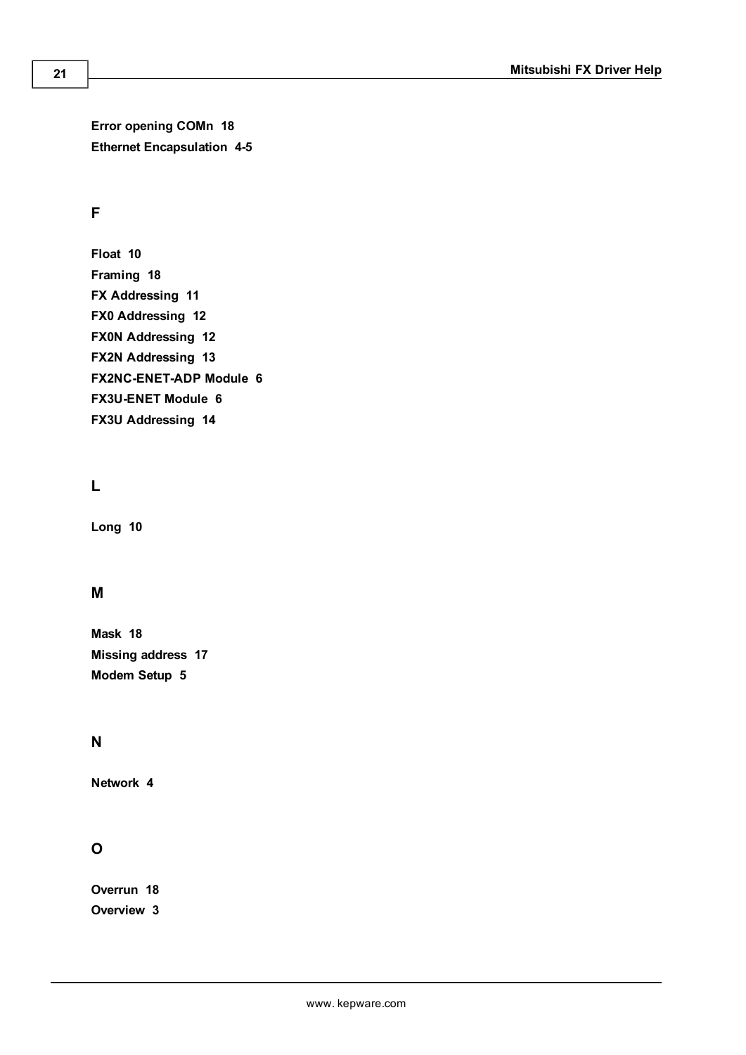**Error opening COMn 18**
**Ethernet Encapsulation 4-5**

## F

**Float 10**
**Framing 18**
**FX Addressing 11**
**FX0 Addressing 12**
**FX0N Addressing 12**
**FX2N Addressing 13**
**FX2NC-ENET-ADP Module 6**
**FX3U-ENET Module 6**
**FX3U Addressing 14**

## L

**Long 10**

## M

**Mask 18**
**Missing address 17**
**Modem Setup 5**

## N

**Network 4**

## O

**Overrun 18**
**Overview 3**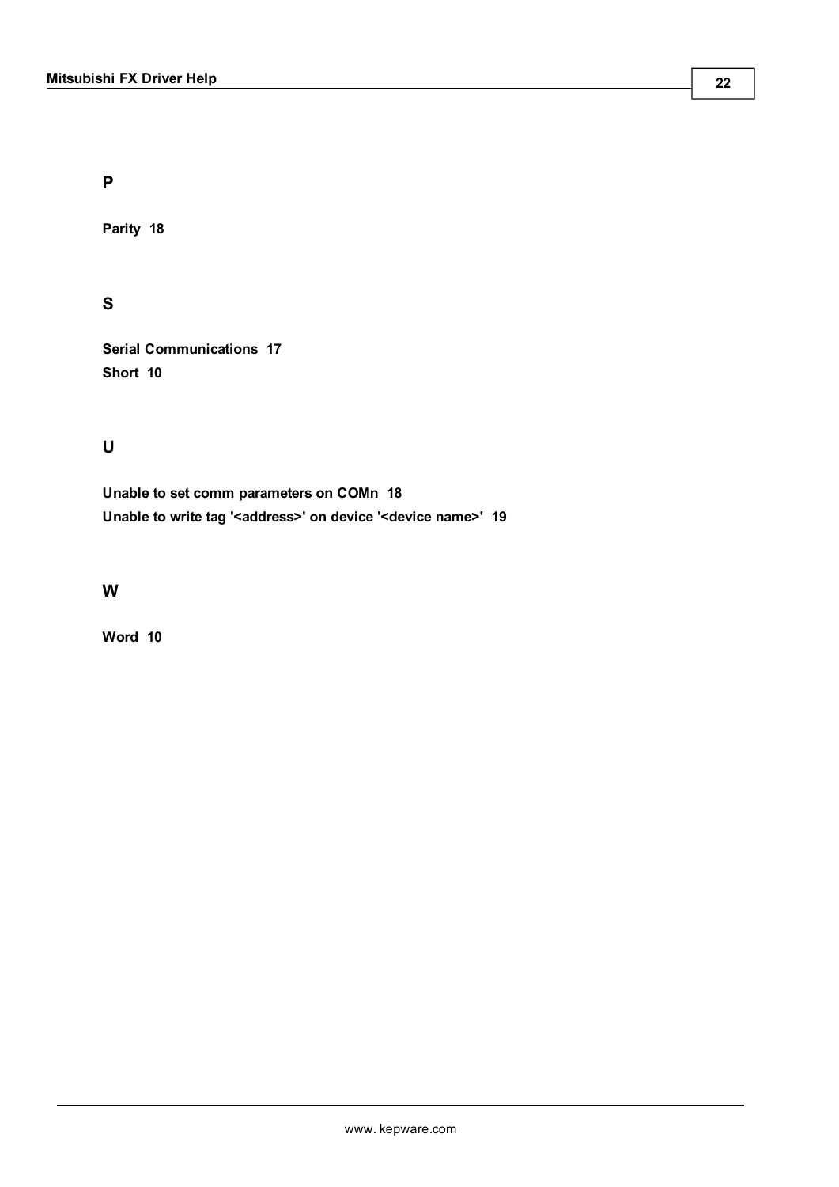## P

**Parity 18**

## S

**Serial Communications 17**

**Short 10**

## U

**Unable to set comm parameters on COMn 18**

**Unable to write tag '<address>' on device '<device name>' 19**

## W

**Word 10**